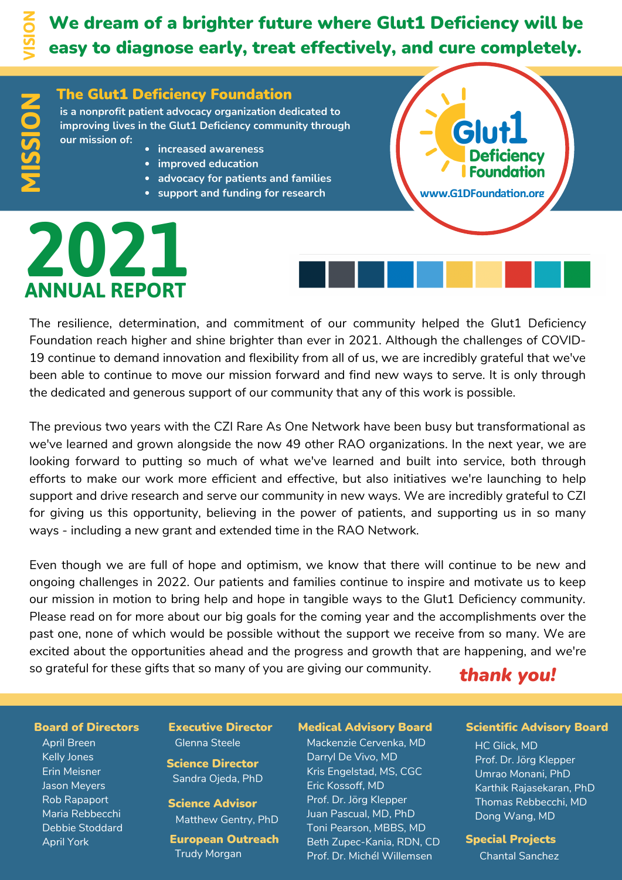## VISION

**We dream of a brighter future where Glut1 Deficiency will be easy to diagnose early, treat effectively, and cure completely.**

## MISSION

**The Glut1 Deficiency Foundation** is a nonprofit patient advocacy organization dedicated to improving lives in the Glut1 Deficiency community through our mission of:

- increased awareness
- improved education
- advocacy for patients and families
- support and funding for research

Glut1 Deficiency Foundation
www.G1DFoundation.org

# 2021 ANNUAL REPORT

The resilience, determination, and commitment of our community helped the Glut1 Deficiency Foundation reach higher and shine brighter than ever in 2021. Although the challenges of COVID-19 continue to demand innovation and flexibility from all of us, we are incredibly grateful that we've been able to continue to move our mission forward and find new ways to serve. It is only through the dedicated and generous support of our community that any of this work is possible.

The previous two years with the CZI Rare As One Network have been busy but transformational as we've learned and grown alongside the now 49 other RAO organizations. In the next year, we are looking forward to putting so much of what we've learned and built into service, both through efforts to make our work more efficient and effective, but also initiatives we're launching to help support and drive research and serve our community in new ways. We are incredibly grateful to CZI for giving us this opportunity, believing in the power of patients, and supporting us in so many ways - including a new grant and extended time in the RAO Network.

Even though we are full of hope and optimism, we know that there will continue to be new and ongoing challenges in 2022. Our patients and families continue to inspire and motivate us to keep our mission in motion to bring help and hope in tangible ways to the Glut1 Deficiency community. Please read on for more about our big goals for the coming year and the accomplishments over the past one, none of which would be possible without the support we receive from so many. We are excited about the opportunities ahead and the progress and growth that are happening, and we're so grateful for these gifts that so many of you are giving our community.

***thank you!***

### Board of Directors
April Breen
Kelly Jones
Erin Meisner
Jason Meyers
Rob Rapaport
Maria Rebbecchi
Debbie Stoddard
April York

### Executive Director
Glenna Steele

### Science Director
Sandra Ojeda, PhD

### Science Advisor
Matthew Gentry, PhD

### European Outreach
Trudy Morgan

### Medical Advisory Board
Mackenzie Cervenka, MD
Darryl De Vivo, MD
Kris Engelstad, MS, CGC
Eric Kossoff, MD
Prof. Dr. Jörg Klepper
Juan Pascual, MD, PhD
Toni Pearson, MBBS, MD
Beth Zupec-Kania, RDN, CD
Prof. Dr. Michél Willemsen

### Scientific Advisory Board
HC Glick, MD
Prof. Dr. Jörg Klepper
Umrao Monani, PhD
Karthik Rajasekaran, PhD
Thomas Rebbecchi, MD
Dong Wang, MD

### Special Projects
Chantal Sanchez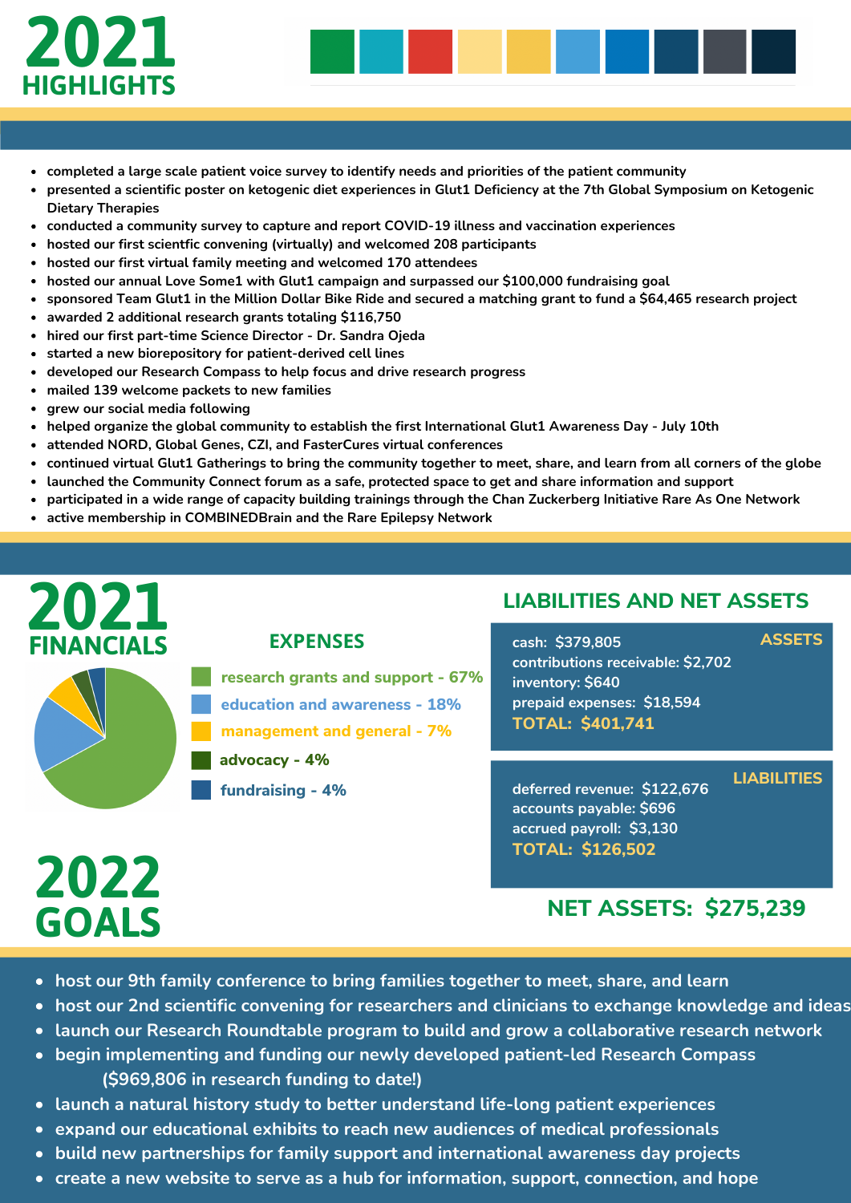# 2021 HIGHLIGHTS

- completed a large scale patient voice survey to identify needs and priorities of the patient community
- presented a scientific poster on ketogenic diet experiences in Glut1 Deficiency at the 7th Global Symposium on Ketogenic Dietary Therapies
- conducted a community survey to capture and report COVID-19 illness and vaccination experiences
- hosted our first scientfic convening (virtually) and welcomed 208 participants
- hosted our first virtual family meeting and welcomed 170 attendees
- hosted our annual Love Some1 with Glut1 campaign and surpassed our $100,000 fundraising goal
- sponsored Team Glut1 in the Million Dollar Bike Ride and secured a matching grant to fund a $64,465 research project
- awarded 2 additional research grants totaling $116,750
- hired our first part-time Science Director - Dr. Sandra Ojeda
- started a new biorepository for patient-derived cell lines
- developed our Research Compass to help focus and drive research progress
- mailed 139 welcome packets to new families
- grew our social media following
- helped organize the global community to establish the first International Glut1 Awareness Day - July 10th
- attended NORD, Global Genes, CZI, and FasterCures virtual conferences
- continued virtual Glut1 Gatherings to bring the community together to meet, share, and learn from all corners of the globe
- launched the Community Connect forum as a safe, protected space to get and share information and support
- participated in a wide range of capacity building trainings through the Chan Zuckerberg Initiative Rare As One Network
- active membership in COMBINEDBrain and the Rare Epilepsy Network

# 2021 FINANCIALS

## EXPENSES

research grants and support - 67%
education and awareness - 18%
management and general - 7%
advocacy - 4%
fundraising - 4%

## LIABILITIES AND NET ASSETS

### ASSETS

- cash: $379,805
- contributions receivable: $2,702
- inventory: $640
- prepaid expenses: $18,594
- **TOTAL: $401,741**

### LIABILITIES

- deferred revenue: $122,676
- accounts payable: $696
- accrued payroll: $3,130
- **TOTAL: $126,502**

**NET ASSETS: $275,239**

# 2022 GOALS

- host our 9th family conference to bring families together to meet, share, and learn
- host our 2nd scientific convening for researchers and clinicians to exchange knowledge and ideas
- launch our Research Roundtable program to build and grow a collaborative research network
- begin implementing and funding our newly developed patient-led Research Compass ($969,806 in research funding to date!)
- launch a natural history study to better understand life-long patient experiences
- expand our educational exhibits to reach new audiences of medical professionals
- build new partnerships for family support and international awareness day projects
- create a new website to serve as a hub for information, support, connection, and hope